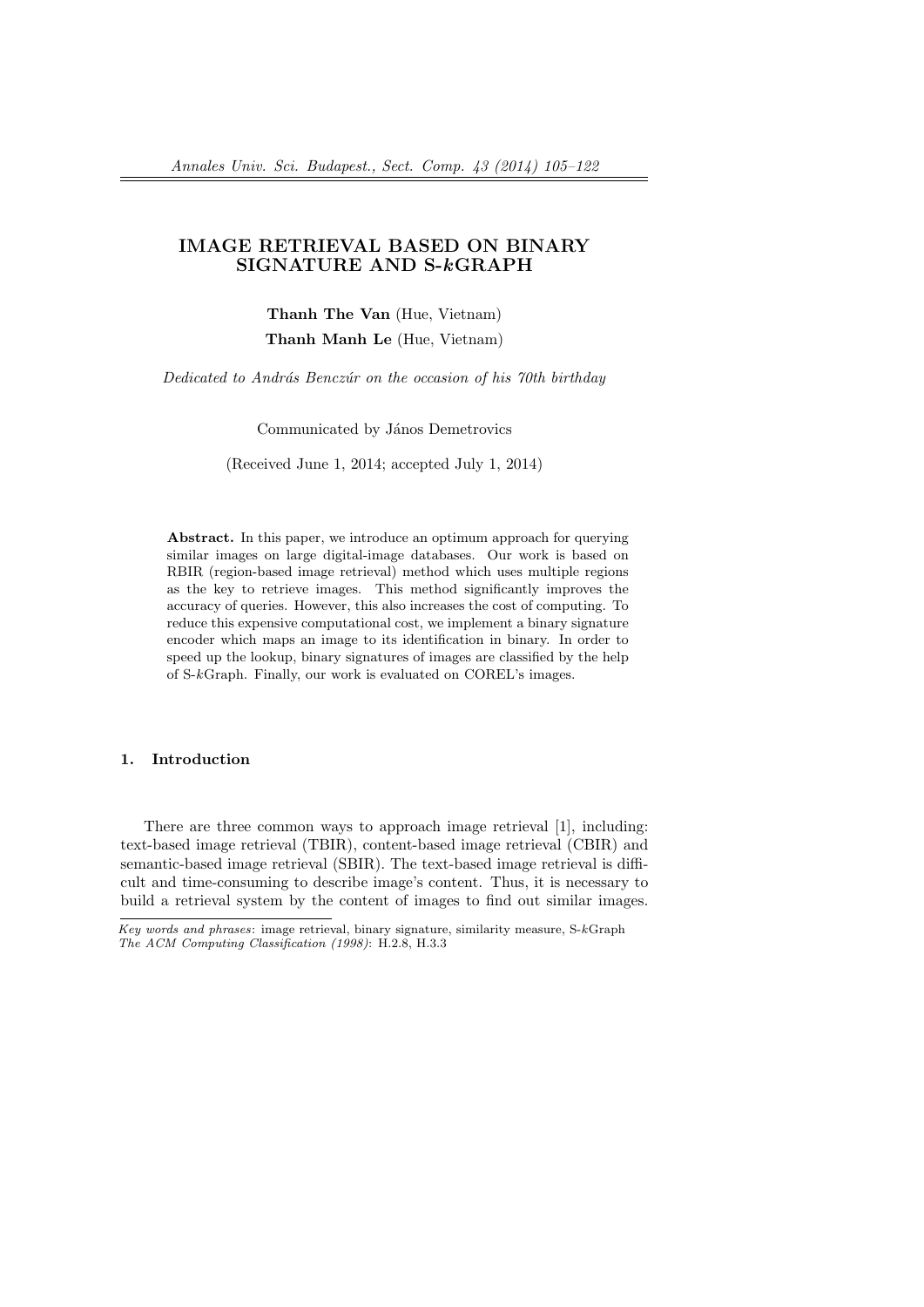# IMAGE RETRIEVAL BASED ON BINARY SIGNATURE AND S-$k$GRAPH

**Thanh The Van** (Hue, Vietnam)

**Thanh Manh Le** (Hue, Vietnam)

*Dedicated to András Benczúr on the occasion of his 70th birthday*

Communicated by János Demetrovics

(Received June 1, 2014; accepted July 1, 2014)

**Abstract.** In this paper, we introduce an optimum approach for querying similar images on large digital-image databases. Our work is based on RBIR (region-based image retrieval) method which uses multiple regions as the key to retrieve images. This method significantly improves the accuracy of queries. However, this also increases the cost of computing. To reduce this expensive computational cost, we implement a binary signature encoder which maps an image to its identification in binary. In order to speed up the lookup, binary signatures of images are classified by the help of S-$k$Graph. Finally, our work is evaluated on COREL's images.

## 1. Introduction

There are three common ways to approach image retrieval [1], including: text-based image retrieval (TBIR), content-based image retrieval (CBIR) and semantic-based image retrieval (SBIR). The text-based image retrieval is difficult and time-consuming to describe image's content. Thus, it is necessary to build a retrieval system by the content of images to find out similar images.

---

*Key words and phrases*: image retrieval, binary signature, similarity measure, S-$k$Graph
*The ACM Computing Classification (1998)*: H.2.8, H.3.3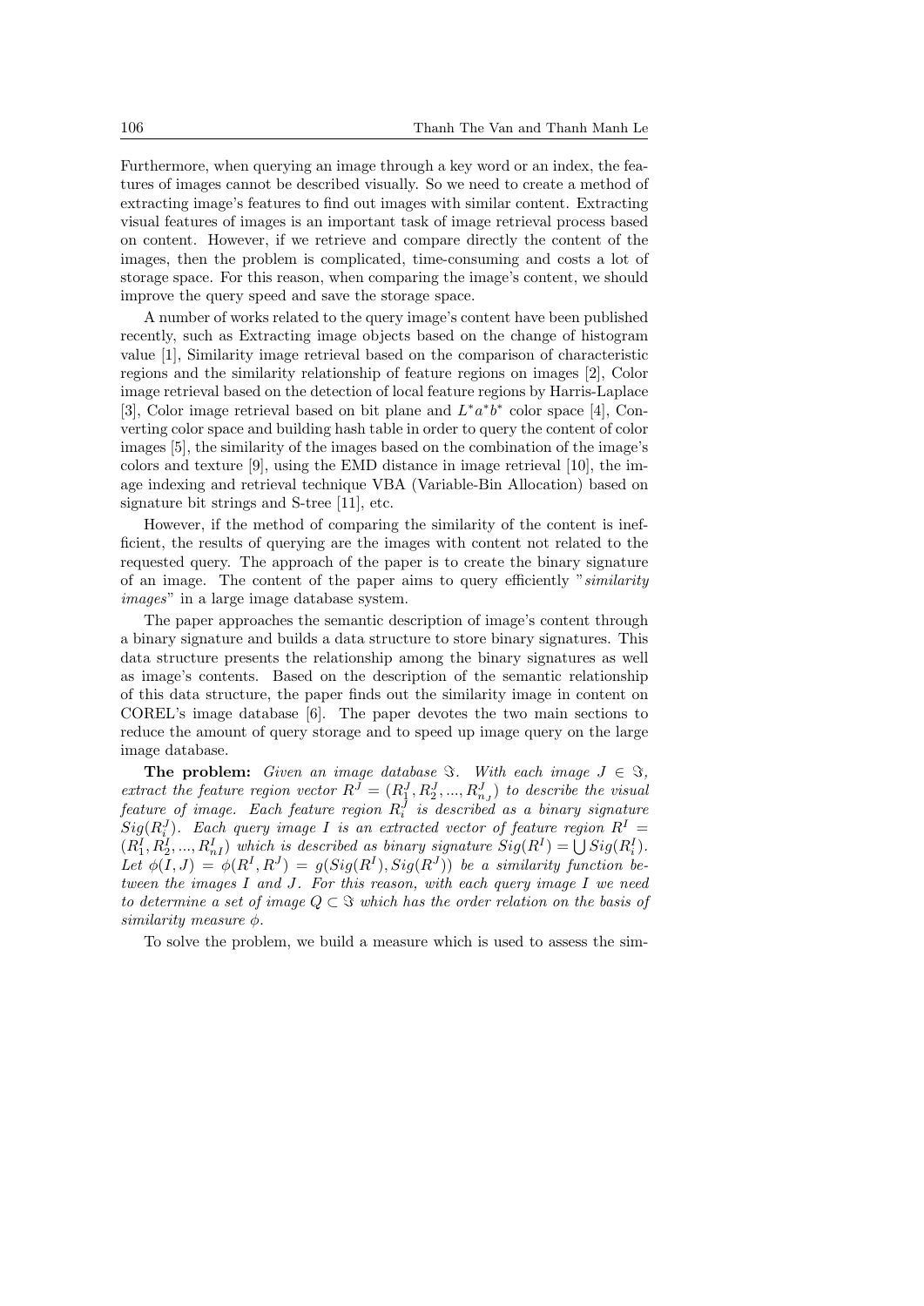Furthermore, when querying an image through a key word or an index, the features of images cannot be described visually. So we need to create a method of extracting image's features to find out images with similar content. Extracting visual features of images is an important task of image retrieval process based on content. However, if we retrieve and compare directly the content of the images, then the problem is complicated, time-consuming and costs a lot of storage space. For this reason, when comparing the image's content, we should improve the query speed and save the storage space.

A number of works related to the query image's content have been published recently, such as Extracting image objects based on the change of histogram value [1], Similarity image retrieval based on the comparison of characteristic regions and the similarity relationship of feature regions on images [2], Color image retrieval based on the detection of local feature regions by Harris-Laplace [3], Color image retrieval based on bit plane and $L^*a^*b^*$ color space [4], Converting color space and building hash table in order to query the content of color images [5], the similarity of the images based on the combination of the image's colors and texture [9], using the EMD distance in image retrieval [10], the image indexing and retrieval technique VBA (Variable-Bin Allocation) based on signature bit strings and S-tree [11], etc.

However, if the method of comparing the similarity of the content is inefficient, the results of querying are the images with content not related to the requested query. The approach of the paper is to create the binary signature of an image. The content of the paper aims to query efficiently "*similarity images*" in a large image database system.

The paper approaches the semantic description of image's content through a binary signature and builds a data structure to store binary signatures. This data structure presents the relationship among the binary signatures as well as image's contents. Based on the description of the semantic relationship of this data structure, the paper finds out the similarity image in content on COREL's image database [6]. The paper devotes the two main sections to reduce the amount of query storage and to speed up image query on the large image database.

**The problem:** *Given an image database $\Im$. With each image $J \in \Im$, extract the feature region vector $R^J = (R^J_1, R^J_2, ..., R^J_{n_J})$ to describe the visual feature of image. Each feature region $R^J_i$ is described as a binary signature $Sig(R^J_i)$. Each query image $I$ is an extracted vector of feature region $R^I = (R^I_1, R^I_2, ..., R^I_{nI})$ which is described as binary signature $Sig(R^I) = \bigcup Sig(R^I_i)$. Let $\phi(I, J) = \phi(R^I, R^J) = g(Sig(R^I), Sig(R^J))$ be a similarity function between the images $I$ and $J$. For this reason, with each query image $I$ we need to determine a set of image $Q \subset \Im$ which has the order relation on the basis of similarity measure $\phi$.*

To solve the problem, we build a measure which is used to assess the sim-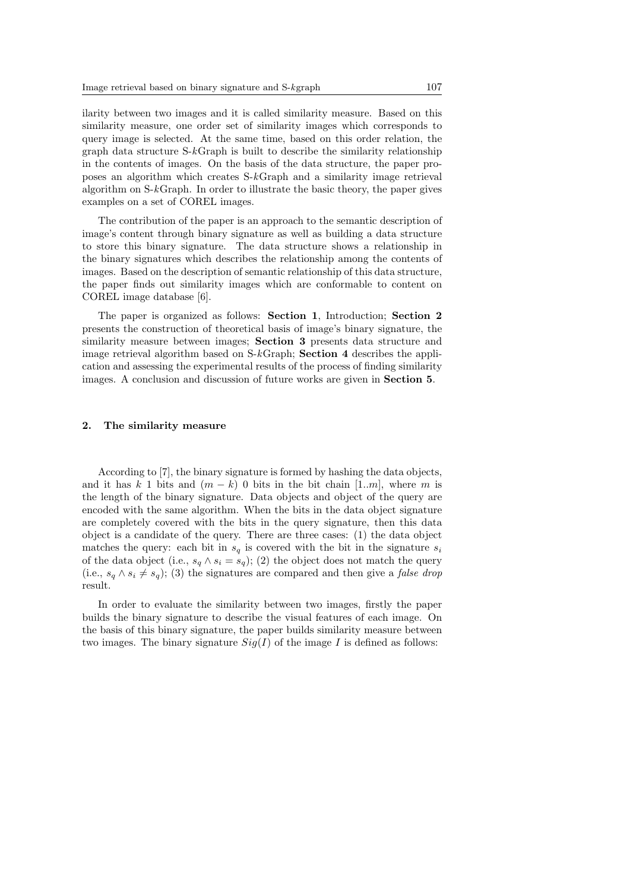ilarity between two images and it is called similarity measure. Based on this similarity measure, one order set of similarity images which corresponds to query image is selected. At the same time, based on this order relation, the graph data structure S-$k$Graph is built to describe the similarity relationship in the contents of images. On the basis of the data structure, the paper proposes an algorithm which creates S-$k$Graph and a similarity image retrieval algorithm on S-$k$Graph. In order to illustrate the basic theory, the paper gives examples on a set of COREL images.

The contribution of the paper is an approach to the semantic description of image's content through binary signature as well as building a data structure to store this binary signature. The data structure shows a relationship in the binary signatures which describes the relationship among the contents of images. Based on the description of semantic relationship of this data structure, the paper finds out similarity images which are conformable to content on COREL image database [6].

The paper is organized as follows: **Section 1**, Introduction; **Section 2** presents the construction of theoretical basis of image's binary signature, the similarity measure between images; **Section 3** presents data structure and image retrieval algorithm based on S-$k$Graph; **Section 4** describes the application and assessing the experimental results of the process of finding similarity images. A conclusion and discussion of future works are given in **Section 5**.

## 2. The similarity measure

According to [7], the binary signature is formed by hashing the data objects, and it has $k$ 1 bits and $(m - k)$ 0 bits in the bit chain $[1..m]$, where $m$ is the length of the binary signature. Data objects and object of the query are encoded with the same algorithm. When the bits in the data object signature are completely covered with the bits in the query signature, then this data object is a candidate of the query. There are three cases: (1) the data object matches the query: each bit in $s_q$ is covered with the bit in the signature $s_i$ of the data object (i.e., $s_q \wedge s_i = s_q$); (2) the object does not match the query (i.e., $s_q \wedge s_i \neq s_q$); (3) the signatures are compared and then give a *false drop* result.

In order to evaluate the similarity between two images, firstly the paper builds the binary signature to describe the visual features of each image. On the basis of this binary signature, the paper builds similarity measure between two images. The binary signature $Sig(I)$ of the image $I$ is defined as follows: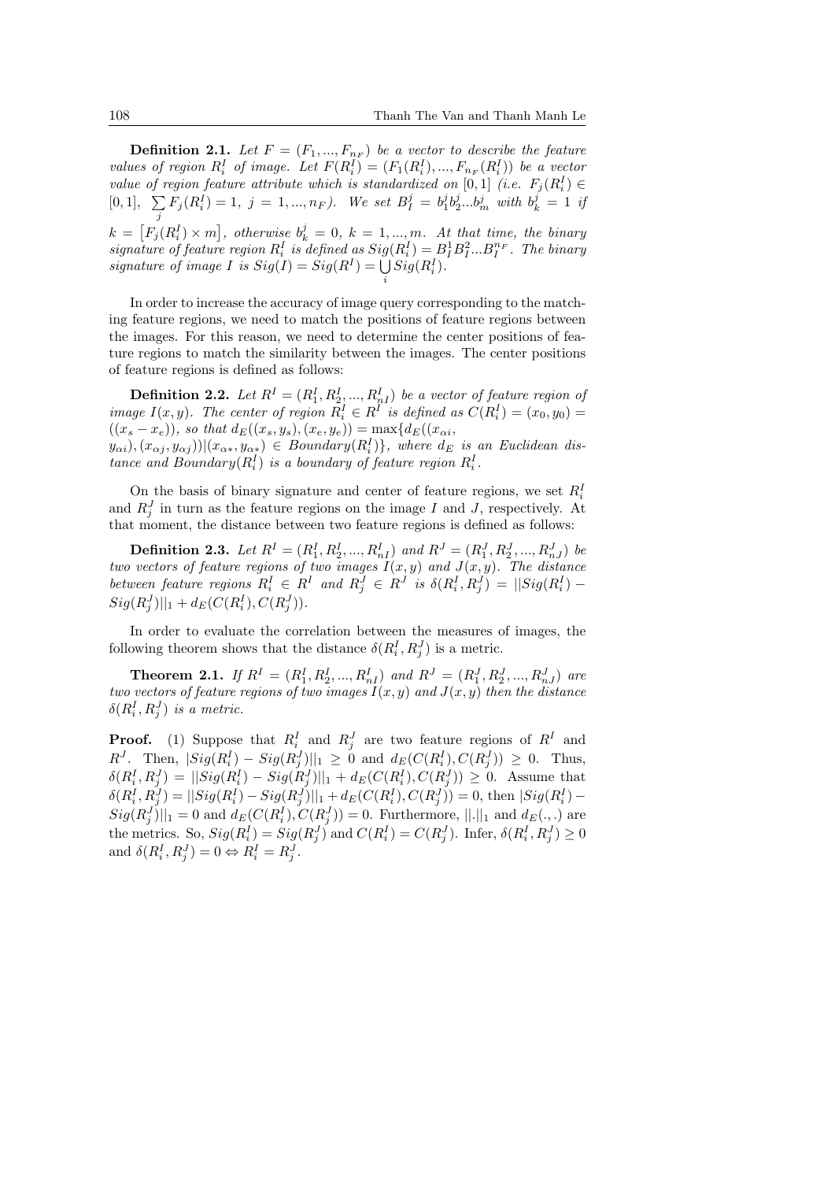**Definition 2.1.** *Let $F = (F_1, ..., F_{n_F})$ be a vector to describe the feature values of region $R_i^I$ of image. Let $F(R_i^I) = (F_1(R_i^I), ..., F_{n_F}(R_i^I))$ be a vector value of region feature attribute which is standardized on $[0,1]$ (i.e. $F_j(R_i^I) \in [0,1]$, $\sum_j F_j(R_i^I) = 1$, $j = 1, ..., n_F$). We set $B_I^j = b_1^j b_2^j ... b_m^j$ with $b_k^j = 1$ if $k = \left[F_j(R_i^I) \times m\right]$, otherwise $b_k^j = 0$, $k = 1, ..., m$. At that time, the binary signature of feature region $R_i^I$ is defined as $Sig(R_i^I) = B_I^1 B_I^2 ... B_I^{n_F}$. The binary signature of image $I$ is $Sig(I) = Sig(R^I) = \bigcup_i Sig(R_i^I)$.*

In order to increase the accuracy of image query corresponding to the matching feature regions, we need to match the positions of feature regions between the images. For this reason, we need to determine the center positions of feature regions to match the similarity between the images. The center positions of feature regions is defined as follows:

**Definition 2.2.** *Let $R^I = (R_1^I, R_2^I, ..., R_{nI}^I)$ be a vector of feature region of image $I(x,y)$. The center of region $R_i^I \in R^I$ is defined as $C(R_i^I) = (x_0, y_0) = ((x_s - x_e))$, so that $d_E((x_s, y_s), (x_e, y_e)) = \max\{d_E((x_{\alpha i}, y_{\alpha i}), (x_{\alpha j}, y_{\alpha j}))|(x_{\alpha *}, y_{\alpha *}) \in Boundary(R_i^I)\}$, where $d_E$ is an Euclidean distance and $Boundary(R_i^I)$ is a boundary of feature region $R_i^I$.*

On the basis of binary signature and center of feature regions, we set $R_i^I$ and $R_j^J$ in turn as the feature regions on the image $I$ and $J$, respectively. At that moment, the distance between two feature regions is defined as follows:

**Definition 2.3.** *Let $R^I = (R_1^I, R_2^I, ..., R_{nI}^I)$ and $R^J = (R_1^J, R_2^J, ..., R_{nJ}^J)$ be two vectors of feature regions of two images $I(x,y)$ and $J(x,y)$. The distance between feature regions $R_i^I \in R^I$ and $R_j^J \in R^J$ is $\delta(R_i^I, R_j^J) = ||Sig(R_i^I) - Sig(R_j^J)||_1 + d_E(C(R_i^I), C(R_j^J))$.*

In order to evaluate the correlation between the measures of images, the following theorem shows that the distance $\delta(R_i^I, R_j^J)$ is a metric.

**Theorem 2.1.** *If $R^I = (R_1^I, R_2^I, ..., R_{nI}^I)$ and $R^J = (R_1^J, R_2^J, ..., R_{nJ}^J)$ are two vectors of feature regions of two images $I(x,y)$ and $J(x,y)$ then the distance $\delta(R_i^I, R_j^J)$ is a metric.*

**Proof.** (1) Suppose that $R_i^I$ and $R_j^J$ are two feature regions of $R^I$ and $R^J$. Then, $|Sig(R_i^I) - Sig(R_j^J)||_1 \geq 0$ and $d_E(C(R_i^I), C(R_j^J)) \geq 0$. Thus, $\delta(R_i^I, R_j^J) = ||Sig(R_i^I) - Sig(R_j^J)||_1 + d_E(C(R_i^I), C(R_j^J)) \geq 0$. Assume that $\delta(R_i^I, R_j^J) = ||Sig(R_i^I) - Sig(R_j^J)||_1 + d_E(C(R_i^I), C(R_j^J)) = 0$, then $|Sig(R_i^I) - Sig(R_j^J)||_1 = 0$ and $d_E(C(R_i^I), C(R_j^J)) = 0$. Furthermore, $||.||_1$ and $d_E(.,.)$ are the metrics. So, $Sig(R_i^I) = Sig(R_j^J)$ and $C(R_i^I) = C(R_j^J)$. Infer, $\delta(R_i^I, R_j^J) \geq 0$ and $\delta(R_i^I, R_j^J) = 0 \Leftrightarrow R_i^I = R_j^J$.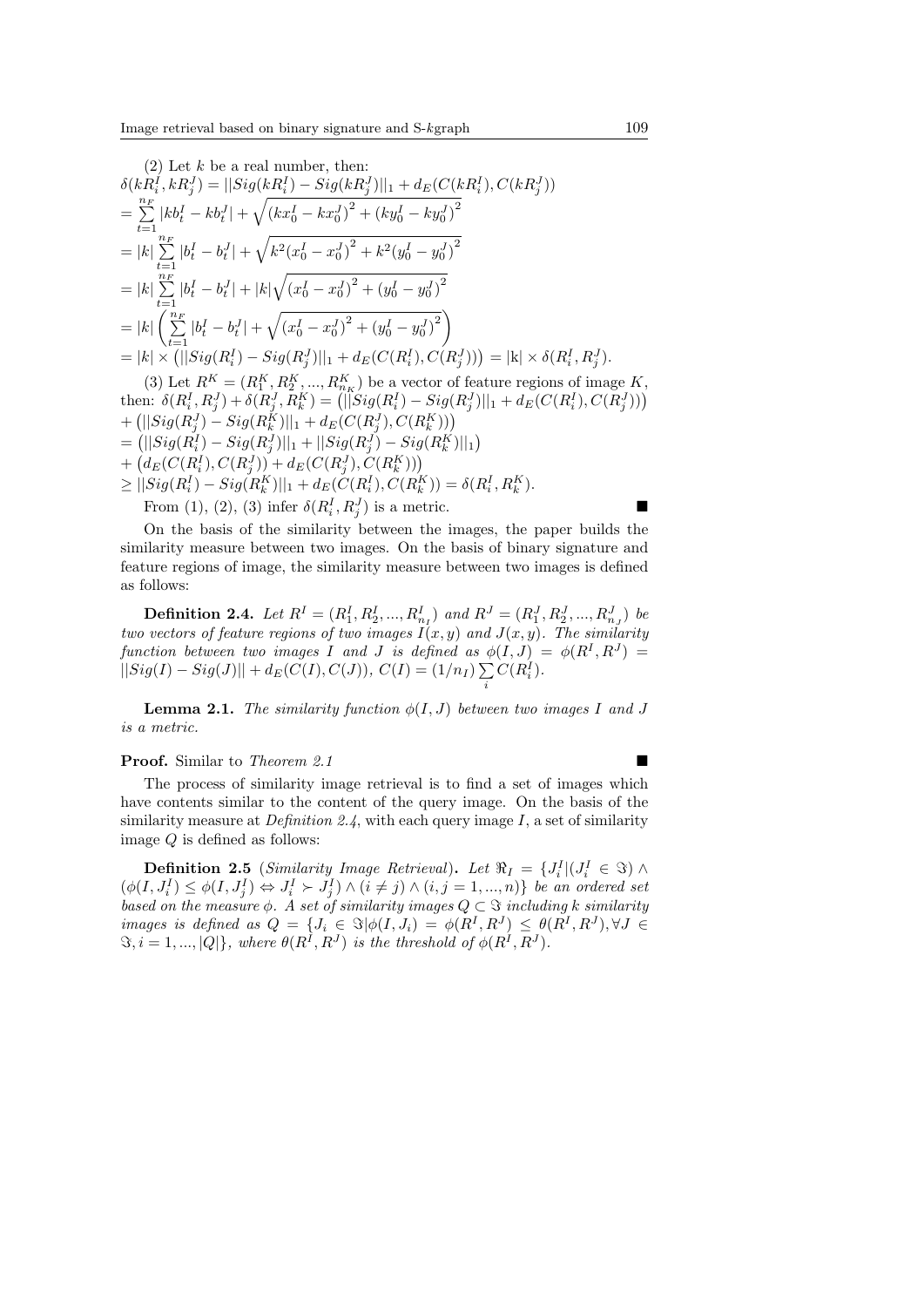(2) Let $k$ be a real number, then:
$\delta(kR_i^I, kR_j^J) = ||Sig(kR_i^I) - Sig(kR_j^J)||_1 + d_E(C(kR_i^I), C(kR_j^J))$
$= \sum_{t=1}^{n_F} |kb_t^I - kb_t^J| + \sqrt{(kx_0^I - kx_0^J)^2 + (ky_0^I - ky_0^J)^2}$
$= |k| \sum_{t=1}^{n_F} |b_t^I - b_t^J| + \sqrt{k^2(x_0^I - x_0^J)^2 + k^2(y_0^I - y_0^J)^2}$
$= |k| \sum_{t=1}^{n_F} |b_t^I - b_t^J| + |k|\sqrt{(x_0^I - x_0^J)^2 + (y_0^I - y_0^J)^2}$
$= |k| \left( \sum_{t=1}^{n_F} |b_t^I - b_t^J| + \sqrt{(x_0^I - x_0^J)^2 + (y_0^I - y_0^J)^2} \right)$
$= |k| \times \left(||Sig(R_i^I) - Sig(R_j^J)||_1 + d_E(C(R_i^I), C(R_j^J))\right) = |\mathrm{k}| \times \delta(R_i^I, R_j^J)$.

(3) Let $R^K = (R_1^K, R_2^K, ..., R_{n_K}^K)$ be a vector of feature regions of image $K$, then: $\delta(R_i^I, R_j^J) + \delta(R_j^J, R_k^K) = \left(||Sig(R_i^I) - Sig(R_j^J)||_1 + d_E(C(R_i^I), C(R_j^J))\right)$
$+ \left(||Sig(R_j^J) - Sig(R_k^K)||_1 + d_E(C(R_j^J), C(R_k^K))\right)$
$= \left(||Sig(R_i^I) - Sig(R_j^J)||_1 + ||Sig(R_j^J) - Sig(R_k^K)||_1\right)$
$+ \left(d_E(C(R_i^I), C(R_j^J)) + d_E(C(R_j^J), C(R_k^K))\right)$
$\geq ||Sig(R_i^I) - Sig(R_k^K)||_1 + d_E(C(R_i^I), C(R_k^K)) = \delta(R_i^I, R_k^K)$.

From (1), (2), (3) infer $\delta(R_i^I, R_j^J)$ is a metric. ■

On the basis of the similarity between the images, the paper builds the similarity measure between two images. On the basis of binary signature and feature regions of image, the similarity measure between two images is defined as follows:

**Definition 2.4.** *Let $R^I = (R_1^I, R_2^I, ..., R_{n_I}^I)$ and $R^J = (R_1^J, R_2^J, ..., R_{n_J}^J)$ be two vectors of feature regions of two images $I(x, y)$ and $J(x, y)$. The similarity function between two images $I$ and $J$ is defined as $\phi(I, J) = \phi(R^I, R^J) = ||Sig(I) - Sig(J)|| + d_E(C(I), C(J))$, $C(I) = (1/n_I) \sum_i C(R_i^I)$.*

**Lemma 2.1.** *The similarity function $\phi(I, J)$ between two images $I$ and $J$ is a metric.*

**Proof.** Similar to *Theorem 2.1* ■

The process of similarity image retrieval is to find a set of images which have contents similar to the content of the query image. On the basis of the similarity measure at *Definition 2.4*, with each query image $I$, a set of similarity image $Q$ is defined as follows:

**Definition 2.5** (*Similarity Image Retrieval*)**.** *Let $\Re_I = \{J_i^I | (J_i^I \in \Im) \wedge (\phi(I, J_i^I) \leq \phi(I, J_j^I) \Leftrightarrow J_i^I \succ J_j^I) \wedge (i \neq j) \wedge (i, j = 1, ..., n)\}$ be an ordered set based on the measure $\phi$. A set of similarity images $Q \subset \Im$ including $k$ similarity images is defined as $Q = \{J_i \in \Im | \phi(I, J_i) = \phi(R^I, R^J) \leq \theta(R^I, R^J), \forall J \in \Im, i = 1, ..., |Q|\}$, where $\theta(R^I, R^J)$ is the threshold of $\phi(R^I, R^J)$.*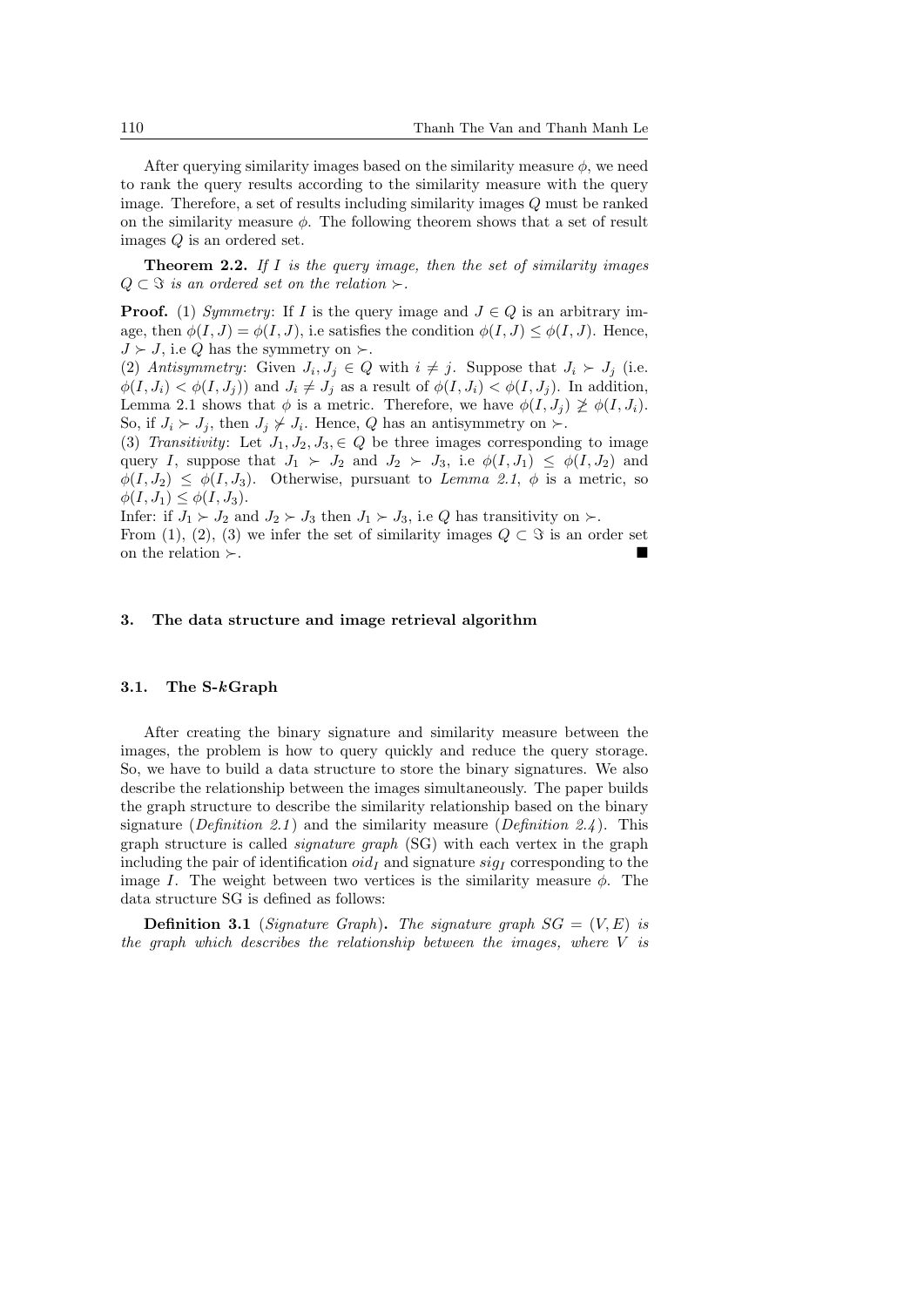After querying similarity images based on the similarity measure $\phi$, we need to rank the query results according to the similarity measure with the query image. Therefore, a set of results including similarity images $Q$ must be ranked on the similarity measure $\phi$. The following theorem shows that a set of result images $Q$ is an ordered set.

**Theorem 2.2.** *If $I$ is the query image, then the set of similarity images $Q \subset \Im$ is an ordered set on the relation $\succ$.*

**Proof.** (1) *Symmetry*: If $I$ is the query image and $J \in Q$ is an arbitrary image, then $\phi(I, J) = \phi(I, J)$, i.e satisfies the condition $\phi(I, J) \leq \phi(I, J)$. Hence, $J \succ J$, i.e $Q$ has the symmetry on $\succ$.
(2) *Antisymmetry*: Given $J_i, J_j \in Q$ with $i \neq j$. Suppose that $J_i \succ J_j$ (i.e. $\phi(I, J_i) < \phi(I, J_j)$) and $J_i \neq J_j$ as a result of $\phi(I, J_i) < \phi(I, J_j)$. In addition, Lemma 2.1 shows that $\phi$ is a metric. Therefore, we have $\phi(I, J_j) \ngeq \phi(I, J_i)$. So, if $J_i \succ J_j$, then $J_j \nsucc J_i$. Hence, $Q$ has an antisymmetry on $\succ$.
(3) *Transitivity*: Let $J_1, J_2, J_3, \in Q$ be three images corresponding to image query $I$, suppose that $J_1 \succ J_2$ and $J_2 \succ J_3$, i.e $\phi(I, J_1) \leq \phi(I, J_2)$ and $\phi(I, J_2) \leq \phi(I, J_3)$. Otherwise, pursuant to *Lemma 2.1*, $\phi$ is a metric, so $\phi(I, J_1) \leq \phi(I, J_3)$.
Infer: if $J_1 \succ J_2$ and $J_2 \succ J_3$ then $J_1 \succ J_3$, i.e $Q$ has transitivity on $\succ$.
From (1), (2), (3) we infer the set of similarity images $Q \subset \Im$ is an order set on the relation $\succ$. ∎

## 3. The data structure and image retrieval algorithm

### 3.1. The S-*k*Graph

After creating the binary signature and similarity measure between the images, the problem is how to query quickly and reduce the query storage. So, we have to build a data structure to store the binary signatures. We also describe the relationship between the images simultaneously. The paper builds the graph structure to describe the similarity relationship based on the binary signature (*Definition 2.1*) and the similarity measure (*Definition 2.4*). This graph structure is called *signature graph* (SG) with each vertex in the graph including the pair of identification $oid_I$ and signature $sig_I$ corresponding to the image $I$. The weight between two vertices is the similarity measure $\phi$. The data structure SG is defined as follows:

**Definition 3.1** (*Signature Graph*)**.** *The signature graph $SG = (V, E)$ is the graph which describes the relationship between the images, where $V$ is*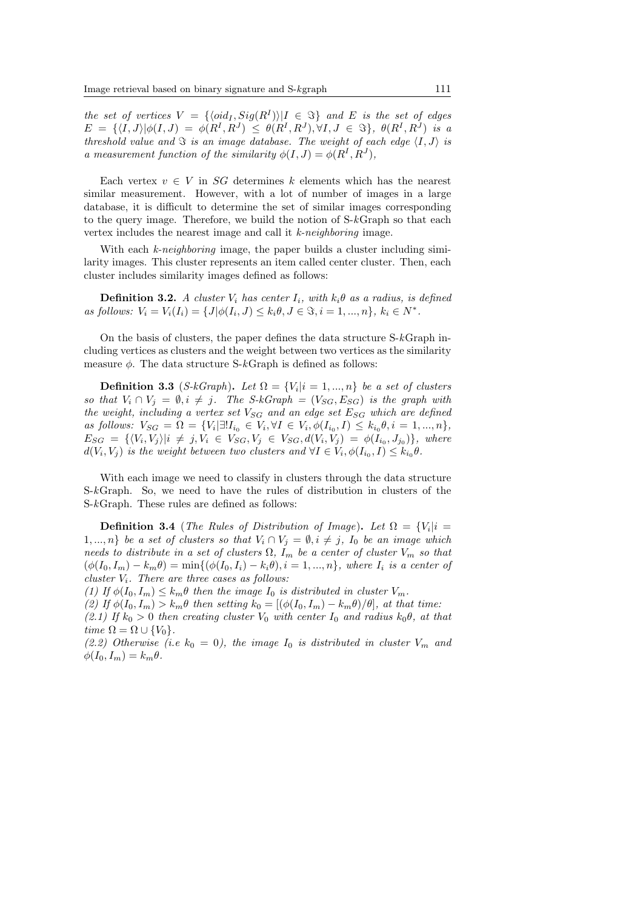*the set of vertices* $V = \{\langle oid_I, Sig(R^I)\rangle | I \in \Im\}$ *and* $E$ *is the set of edges* $E = \{\langle I, J\rangle | \phi(I, J) = \phi(R^I, R^J) \leq \theta(R^I, R^J), \forall I, J \in \Im\}$*,* $\theta(R^I, R^J)$ *is a threshold value and* $\Im$ *is an image database. The weight of each edge* $\langle I, J\rangle$ *is a measurement function of the similarity* $\phi(I, J) = \phi(R^I, R^J)$*,*

Each vertex $v \in V$ in $SG$ determines $k$ elements which has the nearest similar measurement. However, with a lot of number of images in a large database, it is difficult to determine the set of similar images corresponding to the query image. Therefore, we build the notion of S-$k$Graph so that each vertex includes the nearest image and call it *k-neighboring* image.

With each *k-neighboring* image, the paper builds a cluster including similarity images. This cluster represents an item called center cluster. Then, each cluster includes similarity images defined as follows:

**Definition 3.2.** *A cluster* $V_i$ *has center* $I_i$*, with* $k_i\theta$ *as a radius, is defined as follows:* $V_i = V_i(I_i) = \{J | \phi(I_i, J) \leq k_i\theta, J \in \Im, i = 1, ..., n\}$*,* $k_i \in N^*$*.*

On the basis of clusters, the paper defines the data structure S-$k$Graph including vertices as clusters and the weight between two vertices as the similarity measure $\phi$. The data structure S-$k$Graph is defined as follows:

**Definition 3.3** (*S-kGraph*)**.** *Let* $\Omega = \{V_i | i = 1, ..., n\}$ *be a set of clusters so that* $V_i \cap V_j = \emptyset, i \neq j$*. The S-kGraph* $= (V_{SG}, E_{SG})$ *is the graph with the weight, including a vertex set* $V_{SG}$ *and an edge set* $E_{SG}$ *which are defined as follows:* $V_{SG} = \Omega = \{V_i | \exists! I_{i_0} \in V_i, \forall I \in V_i, \phi(I_{i_0}, I) \leq k_{i_0}\theta, i = 1, ..., n\}$*,* $E_{SG} = \{\langle V_i, V_j\rangle | i \neq j, V_i \in V_{SG}, V_j \in V_{SG}, d(V_i, V_j) = \phi(I_{i_0}, J_{j_0})\}$*, where* $d(V_i, V_j)$ *is the weight between two clusters and* $\forall I \in V_i, \phi(I_{i_0}, I) \leq k_{i_0}\theta$*.*

With each image we need to classify in clusters through the data structure S-$k$Graph. So, we need to have the rules of distribution in clusters of the S-$k$Graph. These rules are defined as follows:

**Definition 3.4** (*The Rules of Distribution of Image*)**.** *Let* $\Omega = \{V_i | i = 1, ..., n\}$ *be a set of clusters so that* $V_i \cap V_j = \emptyset, i \neq j$*,* $I_0$ *be an image which needs to distribute in a set of clusters* $\Omega$*,* $I_m$ *be a center of cluster* $V_m$ *so that* $(\phi(I_0, I_m) - k_m\theta) = \min\{(\phi(I_0, I_i) - k_i\theta), i = 1, ..., n\}$*, where* $I_i$ *is a center of cluster* $V_i$*. There are three cases as follows:*

*(1) If* $\phi(I_0, I_m) \leq k_m\theta$ *then the image* $I_0$ *is distributed in cluster* $V_m$*.*

*(2) If* $\phi(I_0, I_m) > k_m\theta$ *then setting* $k_0 = [(\phi(I_0, I_m) - k_m\theta)/\theta]$*, at that time:*

*(2.1) If* $k_0 > 0$ *then creating cluster* $V_0$ *with center* $I_0$ *and radius* $k_0\theta$*, at that time* $\Omega = \Omega \cup \{V_0\}$*.*

*(2.2) Otherwise (i.e* $k_0 = 0$*), the image* $I_0$ *is distributed in cluster* $V_m$ *and* $\phi(I_0, I_m) = k_m\theta$*.*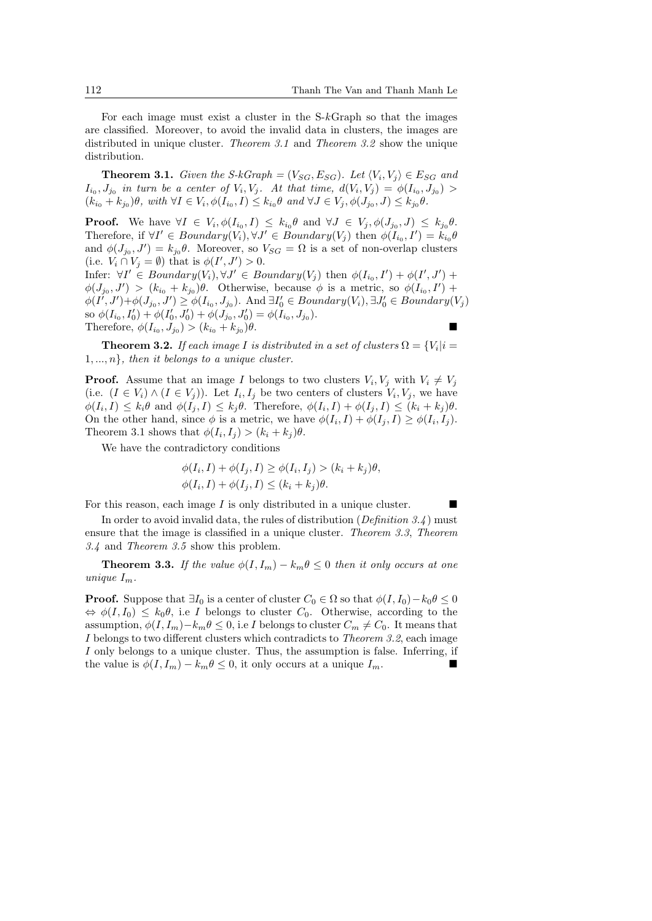For each image must exist a cluster in the S-$k$Graph so that the images are classified. Moreover, to avoid the invalid data in clusters, the images are distributed in unique cluster. *Theorem 3.1* and *Theorem 3.2* show the unique distribution.

**Theorem 3.1.** *Given the S-kGraph* $= (V_{SG}, E_{SG})$*. Let* $\langle V_i, V_j \rangle \in E_{SG}$ *and* $I_{i_0}, J_{j_0}$ *in turn be a center of* $V_i, V_j$*. At that time,* $d(V_i, V_j) = \phi(I_{i_0}, J_{j_0}) > (k_{i_0} + k_{j_0})\theta$*, with* $\forall I \in V_i, \phi(I_{i_0}, I) \leq k_{i_0}\theta$ *and* $\forall J \in V_j, \phi(J_{j_0}, J) \leq k_{j_0}\theta$*.*

**Proof.** We have $\forall I \in V_i, \phi(I_{i_0}, I) \leq k_{i_0}\theta$ and $\forall J \in V_j, \phi(J_{j_0}, J) \leq k_{j_0}\theta$. Therefore, if $\forall I' \in Boundary(V_i), \forall J' \in Boundary(V_j)$ then $\phi(I_{i_0}, I') = k_{i_0}\theta$ and $\phi(J_{j_0}, J') = k_{j_0}\theta$. Moreover, so $V_{SG} = \Omega$ is a set of non-overlap clusters (i.e. $V_i \cap V_j = \emptyset$) that is $\phi(I', J') > 0$.
Infer: $\forall I' \in Boundary(V_i), \forall J' \in Boundary(V_j)$ then $\phi(I_{i_0}, I') + \phi(I', J') + \phi(J_{j_0}, J') > (k_{i_0} + k_{j_0})\theta$. Otherwise, because $\phi$ is a metric, so $\phi(I_{i_0}, I') + \phi(I', J') + \phi(J_{j_0}, J') \geq \phi(I_{i_0}, J_{j_0})$. And $\exists I'_0 \in Boundary(V_i), \exists J'_0 \in Boundary(V_j)$ so $\phi(I_{i_0}, I'_0) + \phi(I'_0, J'_0) + \phi(J_{j_0}, J'_0) = \phi(I_{i_0}, J_{j_0})$.
Therefore, $\phi(I_{i_0}, J_{j_0}) > (k_{i_0} + k_{j_0})\theta$. ■

**Theorem 3.2.** *If each image I is distributed in a set of clusters* $\Omega = \{V_i | i = 1, ..., n\}$*, then it belongs to a unique cluster.*

**Proof.** Assume that an image $I$ belongs to two clusters $V_i, V_j$ with $V_i \neq V_j$ (i.e. $(I \in V_i) \wedge (I \in V_j)$). Let $I_i, I_j$ be two centers of clusters $V_i, V_j$, we have $\phi(I_i, I) \leq k_i\theta$ and $\phi(I_j, I) \leq k_j\theta$. Therefore, $\phi(I_i, I) + \phi(I_j, I) \leq (k_i + k_j)\theta$. On the other hand, since $\phi$ is a metric, we have $\phi(I_i, I) + \phi(I_j, I) \geq \phi(I_i, I_j)$. Theorem 3.1 shows that $\phi(I_i, I_j) > (k_i + k_j)\theta$.

We have the contradictory conditions

$$\phi(I_i, I) + \phi(I_j, I) \geq \phi(I_i, I_j) > (k_i + k_j)\theta,$$
$$\phi(I_i, I) + \phi(I_j, I) \leq (k_i + k_j)\theta.$$

For this reason, each image $I$ is only distributed in a unique cluster. ■

In order to avoid invalid data, the rules of distribution (*Definition 3.4*) must ensure that the image is classified in a unique cluster. *Theorem 3.3*, *Theorem 3.4* and *Theorem 3.5* show this problem.

**Theorem 3.3.** *If the value* $\phi(I, I_m) - k_m\theta \leq 0$ *then it only occurs at one unique* $I_m$*.*

**Proof.** Suppose that $\exists I_0$ is a center of cluster $C_0 \in \Omega$ so that $\phi(I, I_0) - k_0\theta \leq 0$ $\Leftrightarrow \phi(I, I_0) \leq k_0\theta$, i.e $I$ belongs to cluster $C_0$. Otherwise, according to the assumption, $\phi(I, I_m) - k_m\theta \leq 0$, i.e $I$ belongs to cluster $C_m \neq C_0$. It means that $I$ belongs to two different clusters which contradicts to *Theorem 3.2*, each image $I$ only belongs to a unique cluster. Thus, the assumption is false. Inferring, if the value is $\phi(I, I_m) - k_m\theta \leq 0$, it only occurs at a unique $I_m$. ■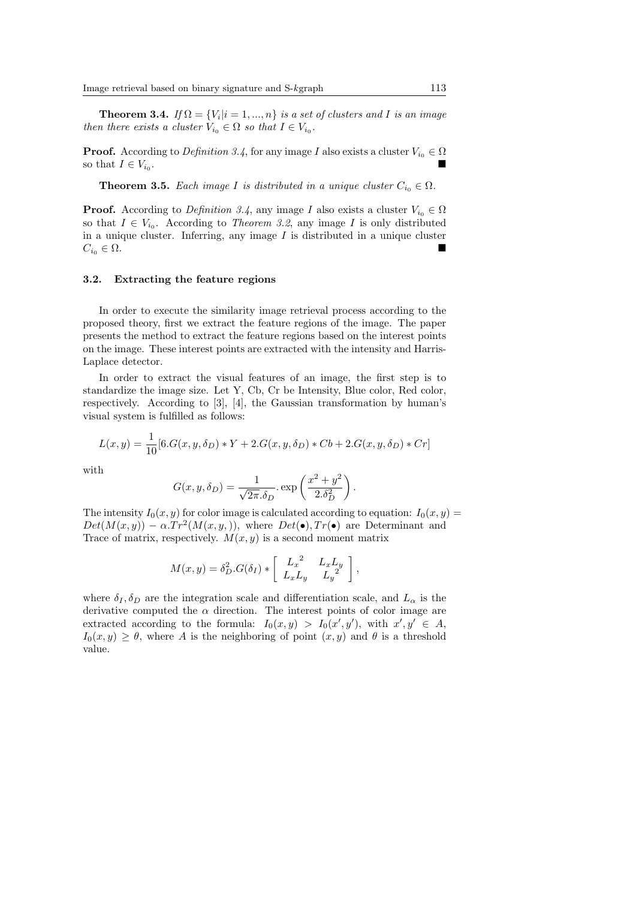**Theorem 3.4.** *If $\Omega = \{V_i | i = 1, ..., n\}$ is a set of clusters and $I$ is an image then there exists a cluster $V_{i_0} \in \Omega$ so that $I \in V_{i_0}$.*

**Proof.** According to *Definition 3.4*, for any image $I$ also exists a cluster $V_{i_0} \in \Omega$ so that $I \in V_{i_0}$. ∎

**Theorem 3.5.** *Each image $I$ is distributed in a unique cluster $C_{i_0} \in \Omega$.*

**Proof.** According to *Definition 3.4*, any image $I$ also exists a cluster $V_{i_0} \in \Omega$ so that $I \in V_{i_0}$. According to *Theorem 3.2*, any image $I$ is only distributed in a unique cluster. Inferring, any image $I$ is distributed in a unique cluster $C_{i_0} \in \Omega$. ∎

### 3.2. Extracting the feature regions

In order to execute the similarity image retrieval process according to the proposed theory, first we extract the feature regions of the image. The paper presents the method to extract the feature regions based on the interest points on the image. These interest points are extracted with the intensity and Harris-Laplace detector.

In order to extract the visual features of an image, the first step is to standardize the image size. Let Y, Cb, Cr be Intensity, Blue color, Red color, respectively. According to [3], [4], the Gaussian transformation by human's visual system is fulfilled as follows:

$$L(x,y) = \frac{1}{10}[6.G(x,y,\delta_D) * Y + 2.G(x,y,\delta_D) * Cb + 2.G(x,y,\delta_D) * Cr]$$

with

$$G(x,y,\delta_D) = \frac{1}{\sqrt{2\pi}.\delta_D}.\exp\left(\frac{x^2+y^2}{2.\delta_D^2}\right).$$

The intensity $I_0(x,y)$ for color image is calculated according to equation: $I_0(x,y) = Det(M(x,y)) - \alpha.Tr^2(M(x,y,))$, where $Det(\bullet), Tr(\bullet)$ are Determinant and Trace of matrix, respectively. $M(x,y)$ is a second moment matrix

$$M(x,y) = \delta_D^2.G(\delta_I) * \begin{bmatrix} {L_x}^2 & L_x L_y \\ L_x L_y & {L_y}^2 \end{bmatrix},$$

where $\delta_I, \delta_D$ are the integration scale and differentiation scale, and $L_\alpha$ is the derivative computed the $\alpha$ direction. The interest points of color image are extracted according to the formula: $I_0(x,y) > I_0(x',y')$, with $x', y' \in A$, $I_0(x,y) \geq \theta$, where $A$ is the neighboring of point $(x,y)$ and $\theta$ is a threshold value.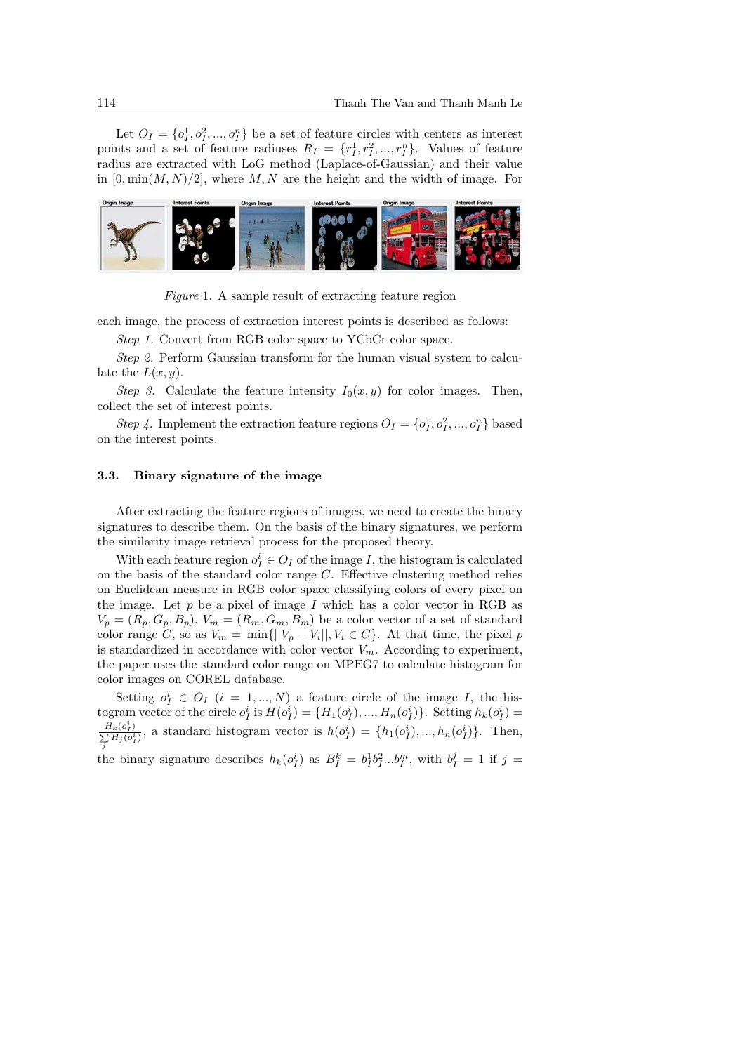Let $O_I = \{o_I^1, o_I^2, ..., o_I^n\}$ be a set of feature circles with centers as interest points and a set of feature radiuses $R_I = \{r_I^1, r_I^2, ..., r_I^n\}$. Values of feature radius are extracted with LoG method (Laplace-of-Gaussian) and their value in $[0, \min(M, N)/2]$, where $M, N$ are the height and the width of image. For each image, the process of extraction interest points is described as follows:

*Figure* 1. A sample result of extracting feature region

*Step 1.* Convert from RGB color space to YCbCr color space.

*Step 2.* Perform Gaussian transform for the human visual system to calculate the $L(x, y)$.

*Step 3.* Calculate the feature intensity $I_0(x, y)$ for color images. Then, collect the set of interest points.

*Step 4.* Implement the extraction feature regions $O_I = \{o_I^1, o_I^2, ..., o_I^n\}$ based on the interest points.

### 3.3. Binary signature of the image

After extracting the feature regions of images, we need to create the binary signatures to describe them. On the basis of the binary signatures, we perform the similarity image retrieval process for the proposed theory.

With each feature region $o_I^i \in O_I$ of the image $I$, the histogram is calculated on the basis of the standard color range $C$. Effective clustering method relies on Euclidean measure in RGB color space classifying colors of every pixel on the image. Let $p$ be a pixel of image $I$ which has a color vector in RGB as $V_p = (R_p, G_p, B_p)$, $V_m = (R_m, G_m, B_m)$ be a color vector of a set of standard color range $C$, so as $V_m = \min\{||V_p - V_i||, V_i \in C\}$. At that time, the pixel $p$ is standardized in accordance with color vector $V_m$. According to experiment, the paper uses the standard color range on MPEG7 to calculate histogram for color images on COREL database.

Setting $o_I^i \in O_I$ $(i = 1, ..., N)$ a feature circle of the image $I$, the histogram vector of the circle $o_I^i$ is $H(o_I^i) = \{H_1(o_I^i), ..., H_n(o_I^i)\}$. Setting $h_k(o_I^i) = \frac{H_k(o_I^i)}{\sum_j H_j(o_I^i)}$, a standard histogram vector is $h(o_I^i) = \{h_1(o_I^i), ..., h_n(o_I^i)\}$. Then, the binary signature describes $h_k(o_I^i)$ as $B_I^k = b_I^1 b_I^2 ... b_I^m$, with $b_I^j = 1$ if $j =$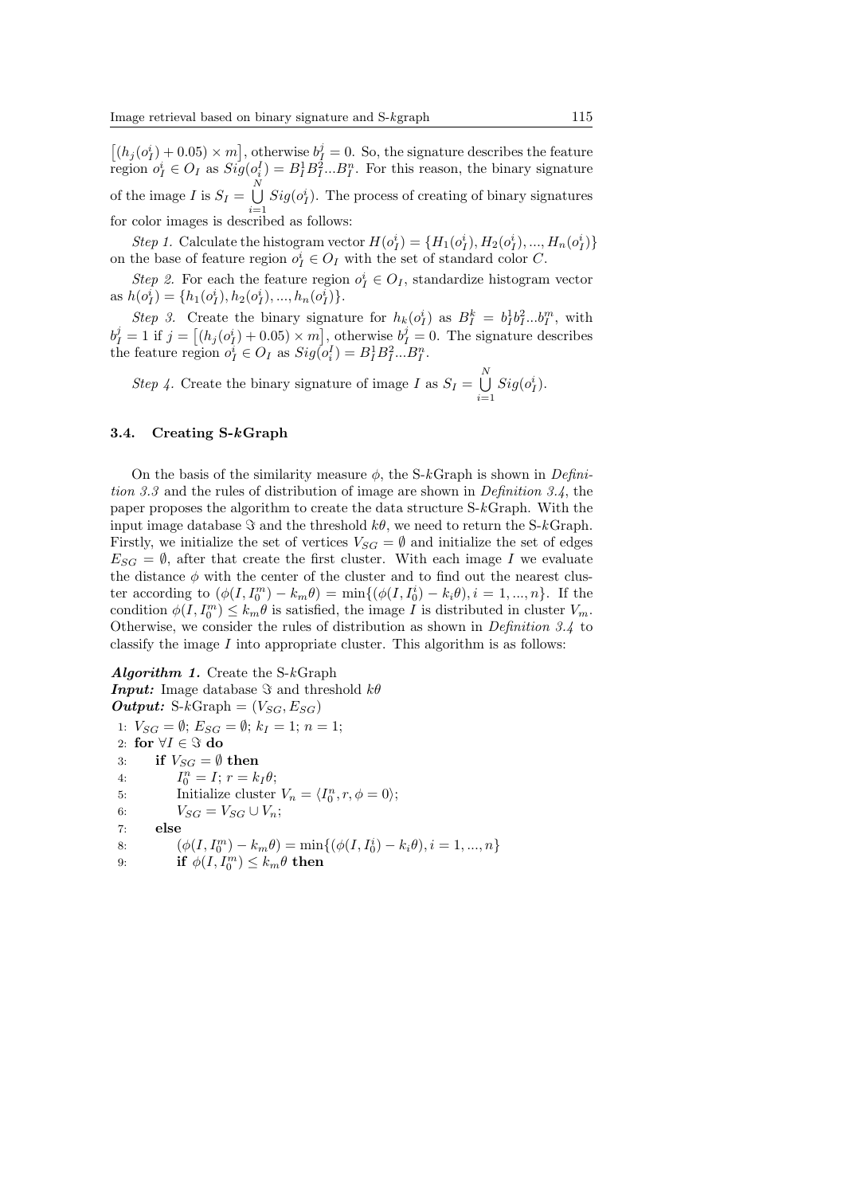$\left[(h_j(o_I^i) + 0.05) \times m\right]$, otherwise $b_I^j = 0$. So, the signature describes the feature region $o_I^i \in O_I$ as $Sig(o_i^I) = B_I^1 B_I^2 ... B_I^n$. For this reason, the binary signature of the image $I$ is $S_I = \bigcup_{i=1}^{N} Sig(o_I^i)$. The process of creating of binary signatures for color images is described as follows:

*Step 1.* Calculate the histogram vector $H(o_I^i) = \{H_1(o_I^i), H_2(o_I^i), ..., H_n(o_I^i)\}$ on the base of feature region $o_I^i \in O_I$ with the set of standard color $C$.

*Step 2.* For each the feature region $o_I^i \in O_I$, standardize histogram vector as $h(o_I^i) = \{h_1(o_I^i), h_2(o_I^i), ..., h_n(o_I^i)\}$.

*Step 3.* Create the binary signature for $h_k(o_I^i)$ as $B_I^k = b_I^1 b_I^2 ... b_I^m$, with $b_I^j = 1$ if $j = \left[(h_j(o_I^i) + 0.05) \times m\right]$, otherwise $b_I^j = 0$. The signature describes the feature region $o_I^i \in O_I$ as $Sig(o_i^I) = B_I^1 B_I^2 ... B_I^n$.

*Step 4.* Create the binary signature of image $I$ as $S_I = \bigcup_{i=1}^{N} Sig(o_I^i)$.

### 3.4. Creating S-$k$Graph

On the basis of the similarity measure $\phi$, the S-$k$Graph is shown in *Definition 3.3* and the rules of distribution of image are shown in *Definition 3.4*, the paper proposes the algorithm to create the data structure S-$k$Graph. With the input image database $\Im$ and the threshold $k\theta$, we need to return the S-$k$Graph. Firstly, we initialize the set of vertices $V_{SG} = \emptyset$ and initialize the set of edges $E_{SG} = \emptyset$, after that create the first cluster. With each image $I$ we evaluate the distance $\phi$ with the center of the cluster and to find out the nearest cluster according to $(\phi(I, I_0^m) - k_m\theta) = \min\{(\phi(I, I_0^i) - k_i\theta), i = 1, ..., n\}$. If the condition $\phi(I, I_0^m) \leq k_m\theta$ is satisfied, the image $I$ is distributed in cluster $V_m$. Otherwise, we consider the rules of distribution as shown in *Definition 3.4* to classify the image $I$ into appropriate cluster. This algorithm is as follows:

***Algorithm 1.*** Create the S-$k$Graph
***Input:*** Image database $\Im$ and threshold $k\theta$
***Output:*** S-$k$Graph = $(V_{SG}, E_{SG})$

1: $V_{SG} = \emptyset$; $E_{SG} = \emptyset$; $k_I = 1$; $n = 1$;
2: **for** $\forall I \in \Im$ **do**
3: &nbsp;&nbsp;&nbsp;&nbsp;**if** $V_{SG} = \emptyset$ **then**
4: &nbsp;&nbsp;&nbsp;&nbsp;&nbsp;&nbsp;&nbsp;&nbsp;$I_0^n = I$; $r = k_I\theta$;
5: &nbsp;&nbsp;&nbsp;&nbsp;&nbsp;&nbsp;&nbsp;&nbsp;Initialize cluster $V_n = \langle I_0^n, r, \phi = 0 \rangle$;
6: &nbsp;&nbsp;&nbsp;&nbsp;&nbsp;&nbsp;&nbsp;&nbsp;$V_{SG} = V_{SG} \cup V_n$;
7: &nbsp;&nbsp;&nbsp;&nbsp;**else**
8: &nbsp;&nbsp;&nbsp;&nbsp;&nbsp;&nbsp;&nbsp;&nbsp;$(\phi(I, I_0^m) - k_m\theta) = \min\{(\phi(I, I_0^i) - k_i\theta), i = 1, ..., n\}$
9: &nbsp;&nbsp;&nbsp;&nbsp;&nbsp;&nbsp;&nbsp;&nbsp;**if** $\phi(I, I_0^m) \leq k_m\theta$ **then**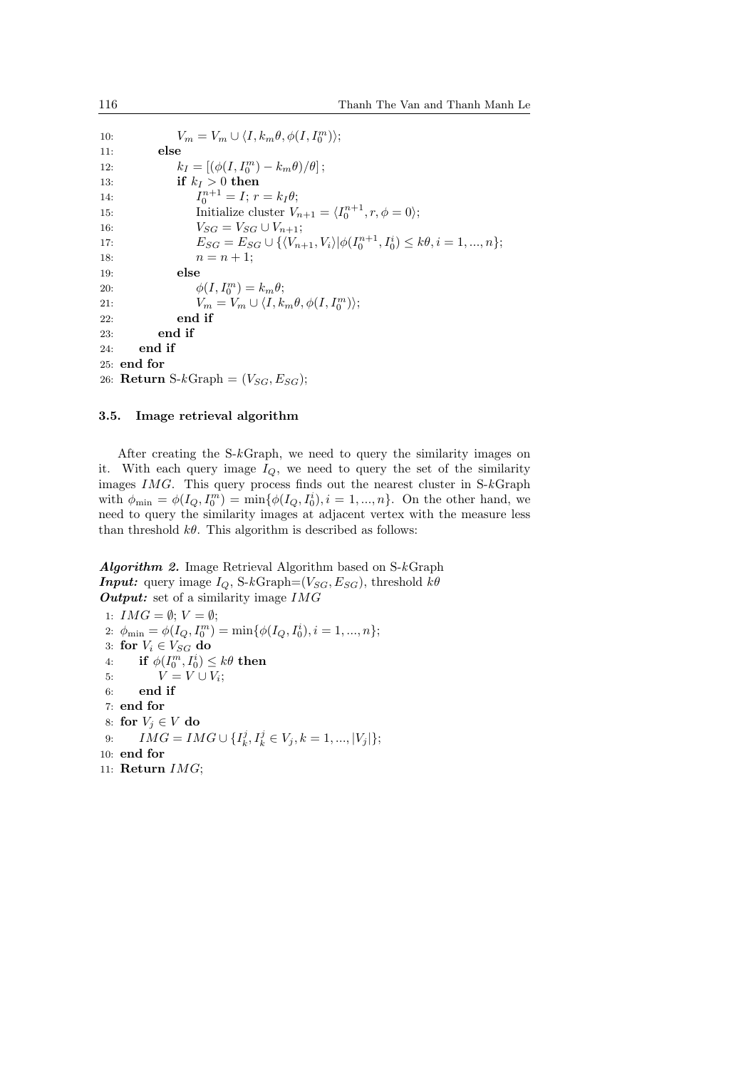10: $V_m = V_m \cup \langle I, k_m\theta, \phi(I, I_0^m)\rangle$;
11: **else**
12: $k_I = [(\phi(I, I_0^m) - k_m\theta)/\theta]$;
13: **if** $k_I > 0$ **then**
14: $I_0^{n+1} = I$; $r = k_I\theta$;
15: Initialize cluster $V_{n+1} = \langle I_0^{n+1}, r, \phi = 0\rangle$;
16: $V_{SG} = V_{SG} \cup V_{n+1}$;
17: $E_{SG} = E_{SG} \cup \{\langle V_{n+1}, V_i\rangle | \phi(I_0^{n+1}, I_0^i) \leq k\theta, i = 1, ..., n\}$;
18: $n = n + 1$;
19: **else**
20: $\phi(I, I_0^m) = k_m\theta$;
21: $V_m = V_m \cup \langle I, k_m\theta, \phi(I, I_0^m)\rangle$;
22: **end if**
23: **end if**
24: **end if**
25: **end for**
26: **Return** S-$k$Graph $= (V_{SG}, E_{SG})$;

### 3.5. Image retrieval algorithm

After creating the S-$k$Graph, we need to query the similarity images on it. With each query image $I_Q$, we need to query the set of the similarity images $IMG$. This query process finds out the nearest cluster in S-$k$Graph with $\phi_{\min} = \phi(I_Q, I_0^m) = \min\{\phi(I_Q, I_0^i), i = 1, ..., n\}$. On the other hand, we need to query the similarity images at adjacent vertex with the measure less than threshold $k\theta$. This algorithm is described as follows:

***Algorithm 2.*** Image Retrieval Algorithm based on S-$k$Graph
***Input:*** query image $I_Q$, S-$k$Graph$=(V_{SG}, E_{SG})$, threshold $k\theta$
***Output:*** set of a similarity image $IMG$

1: $IMG = \emptyset$; $V = \emptyset$;
2: $\phi_{\min} = \phi(I_Q, I_0^m) = \min\{\phi(I_Q, I_0^i), i = 1, ..., n\}$;
3: **for** $V_i \in V_{SG}$ **do**
4: **if** $\phi(I_0^m, I_0^i) \leq k\theta$ **then**
5: $V = V \cup V_i$;
6: **end if**
7: **end for**
8: **for** $V_j \in V$ **do**
9: $IMG = IMG \cup \{I_k^j, I_k^j \in V_j, k = 1, ..., |V_j|\}$;
10: **end for**
11: **Return** $IMG$;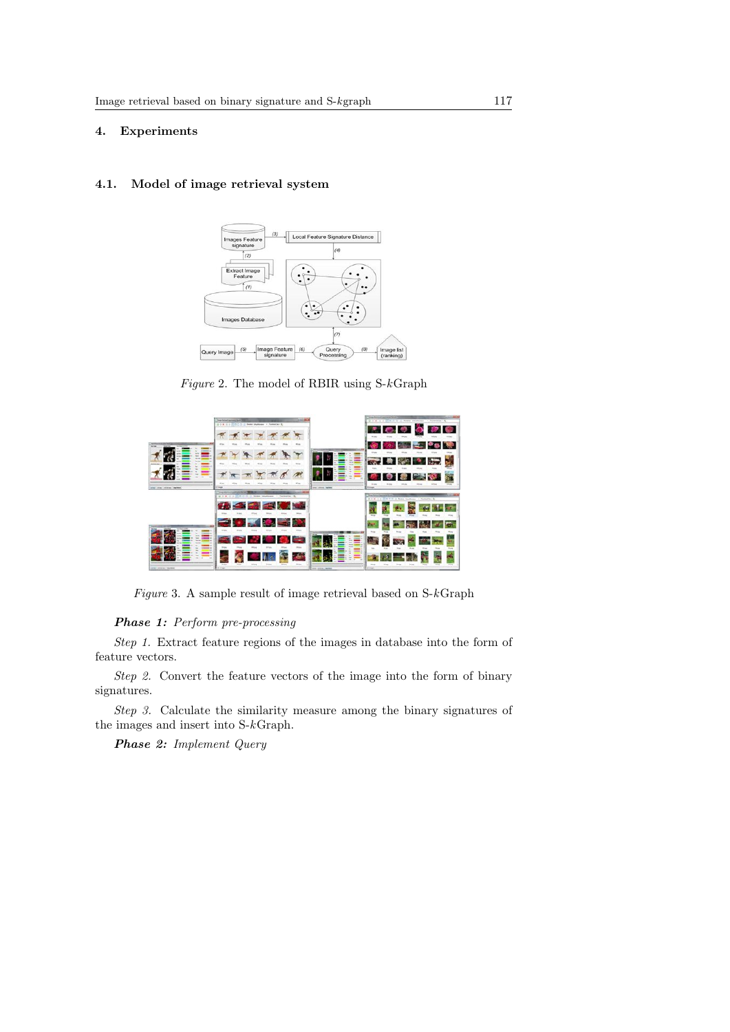## 4. Experiments

### 4.1. Model of image retrieval system

*Figure* 2. The model of RBIR using S-$k$Graph

*Figure* 3. A sample result of image retrieval based on S-$k$Graph

***Phase 1:*** *Perform pre-processing*

*Step 1.* Extract feature regions of the images in database into the form of feature vectors.

*Step 2.* Convert the feature vectors of the image into the form of binary signatures.

*Step 3.* Calculate the similarity measure among the binary signatures of the images and insert into S-$k$Graph.

***Phase 2:*** *Implement Query*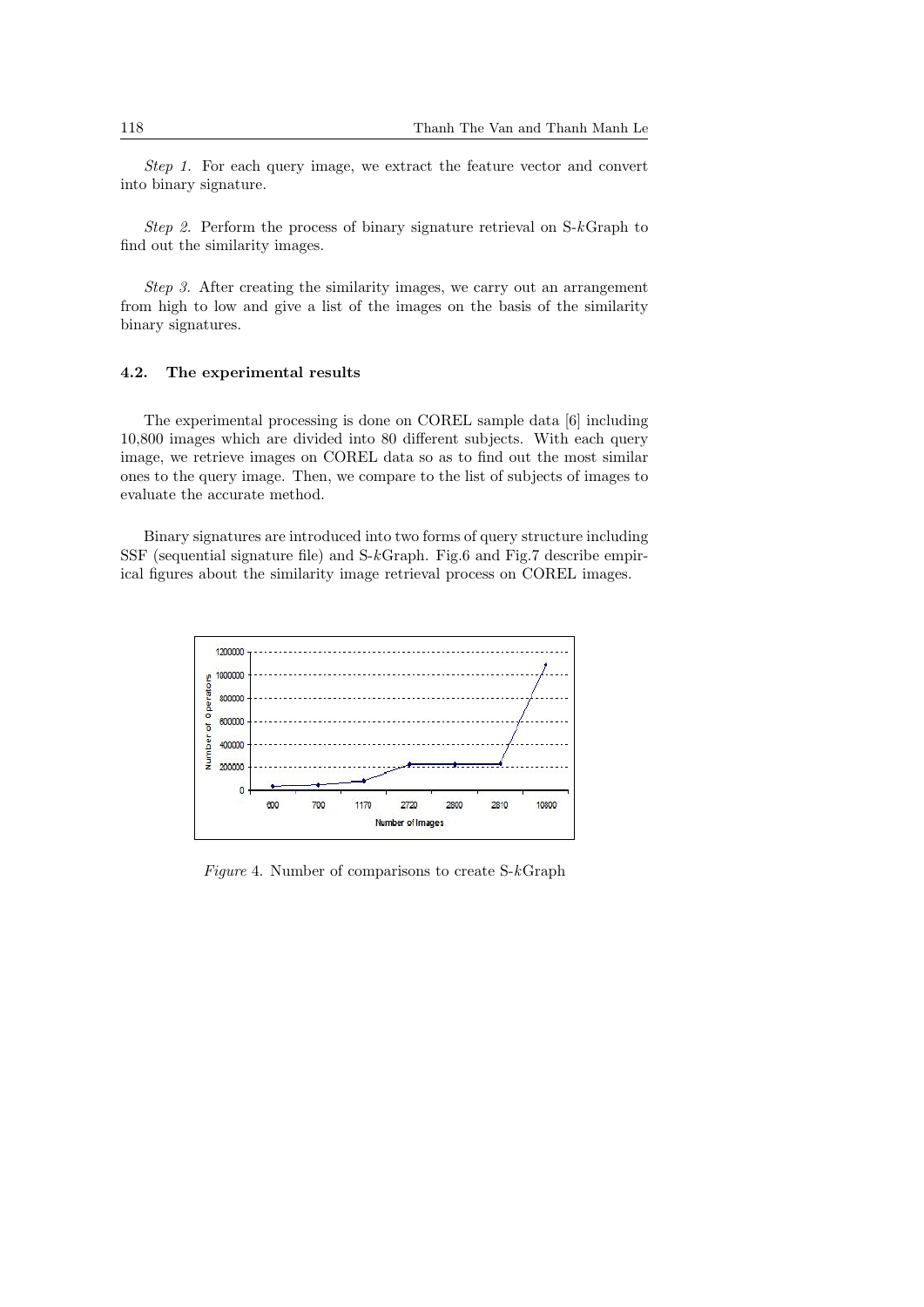*Step 1.* For each query image, we extract the feature vector and convert into binary signature.

*Step 2.* Perform the process of binary signature retrieval on S-$k$Graph to find out the similarity images.

*Step 3.* After creating the similarity images, we carry out an arrangement from high to low and give a list of the images on the basis of the similarity binary signatures.

### 4.2. The experimental results

The experimental processing is done on COREL sample data [6] including 10,800 images which are divided into 80 different subjects. With each query image, we retrieve images on COREL data so as to find out the most similar ones to the query image. Then, we compare to the list of subjects of images to evaluate the accurate method.

Binary signatures are introduced into two forms of query structure including SSF (sequential signature file) and S-$k$Graph. Fig.6 and Fig.7 describe empirical figures about the similarity image retrieval process on COREL images.

*Figure* 4. Number of comparisons to create S-$k$Graph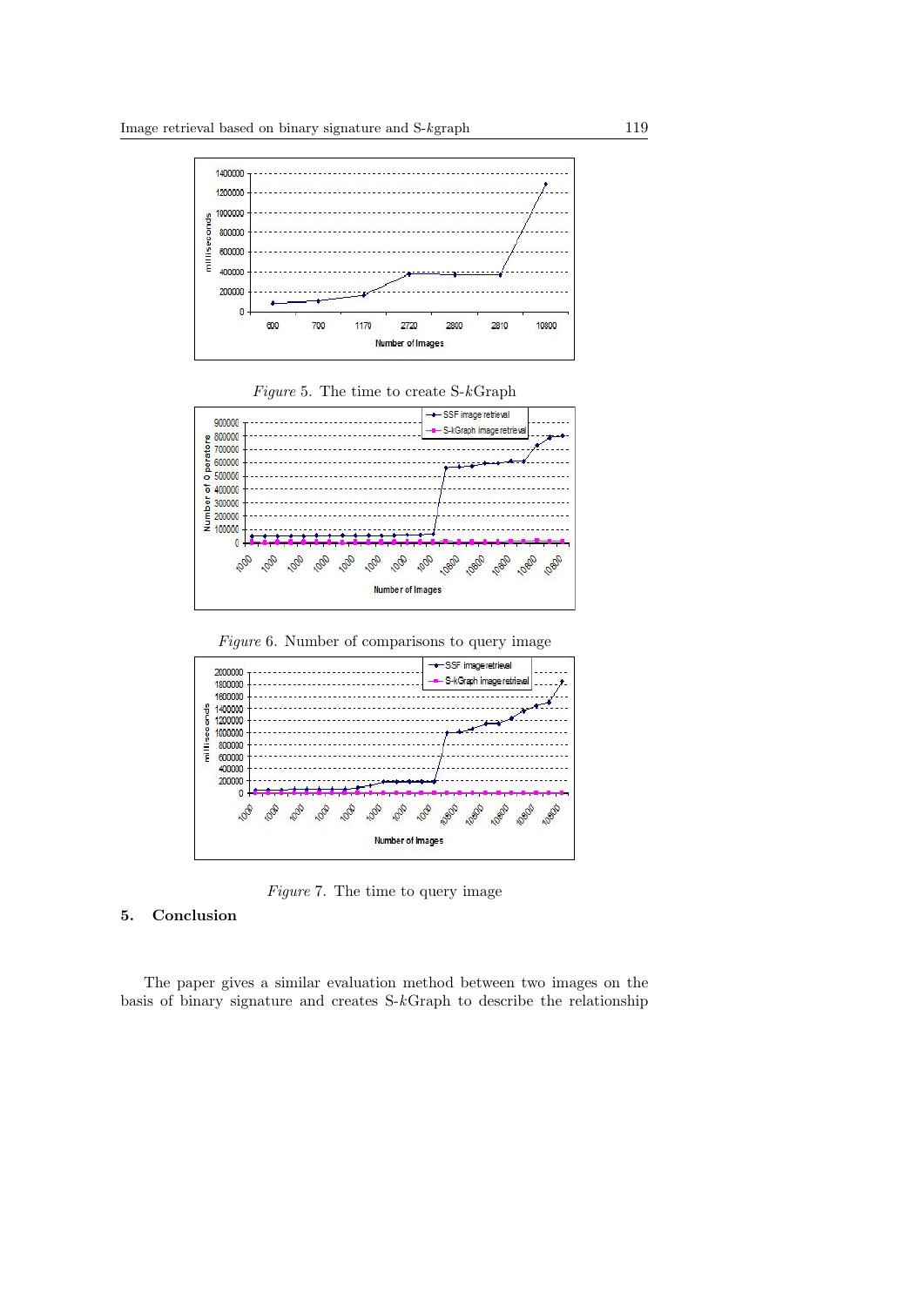*Figure* 5. The time to create S-$k$Graph

*Figure* 6. Number of comparisons to query image

*Figure* 7. The time to query image

## 5. Conclusion

The paper gives a similar evaluation method between two images on the basis of binary signature and creates S-$k$Graph to describe the relationship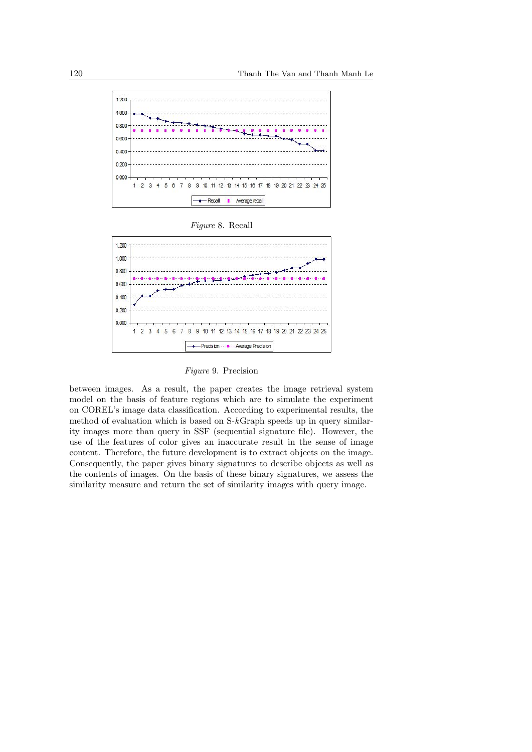*Figure* 8. Recall

*Figure* 9. Precision

between images. As a result, the paper creates the image retrieval system model on the basis of feature regions which are to simulate the experiment on COREL's image data classification. According to experimental results, the method of evaluation which is based on S-$k$Graph speeds up in query similarity images more than query in SSF (sequential signature file). However, the use of the features of color gives an inaccurate result in the sense of image content. Therefore, the future development is to extract objects on the image. Consequently, the paper gives binary signatures to describe objects as well as the contents of images. On the basis of these binary signatures, we assess the similarity measure and return the set of similarity images with query image.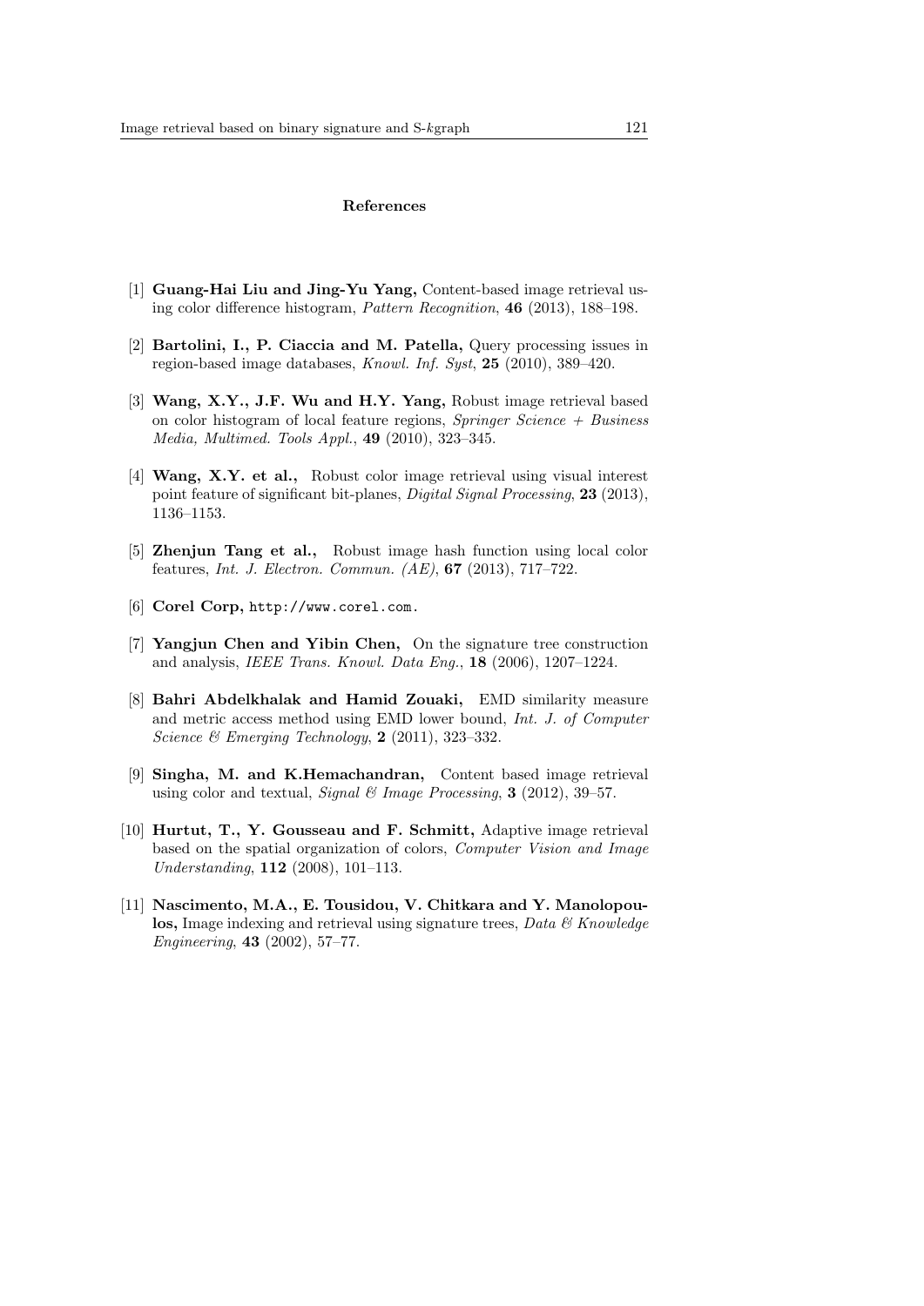## References

[1] **Guang-Hai Liu and Jing-Yu Yang,** Content-based image retrieval using color difference histogram, *Pattern Recognition*, **46** (2013), 188–198.

[2] **Bartolini, I., P. Ciaccia and M. Patella,** Query processing issues in region-based image databases, *Knowl. Inf. Syst*, **25** (2010), 389–420.

[3] **Wang, X.Y., J.F. Wu and H.Y. Yang,** Robust image retrieval based on color histogram of local feature regions, *Springer Science + Business Media, Multimed. Tools Appl.*, **49** (2010), 323–345.

[4] **Wang, X.Y. et al.,** Robust color image retrieval using visual interest point feature of significant bit-planes, *Digital Signal Processing*, **23** (2013), 1136–1153.

[5] **Zhenjun Tang et al.,** Robust image hash function using local color features, *Int. J. Electron. Commun. (AE)*, **67** (2013), 717–722.

[6] **Corel Corp,** `http://www.corel.com`.

[7] **Yangjun Chen and Yibin Chen,** On the signature tree construction and analysis, *IEEE Trans. Knowl. Data Eng.*, **18** (2006), 1207–1224.

[8] **Bahri Abdelkhalak and Hamid Zouaki,** EMD similarity measure and metric access method using EMD lower bound, *Int. J. of Computer Science & Emerging Technology*, **2** (2011), 323–332.

[9] **Singha, M. and K.Hemachandran,** Content based image retrieval using color and textual, *Signal & Image Processing*, **3** (2012), 39–57.

[10] **Hurtut, T., Y. Gousseau and F. Schmitt,** Adaptive image retrieval based on the spatial organization of colors, *Computer Vision and Image Understanding*, **112** (2008), 101–113.

[11] **Nascimento, M.A., E. Tousidou, V. Chitkara and Y. Manolopoulos,** Image indexing and retrieval using signature trees, *Data & Knowledge Engineering*, **43** (2002), 57–77.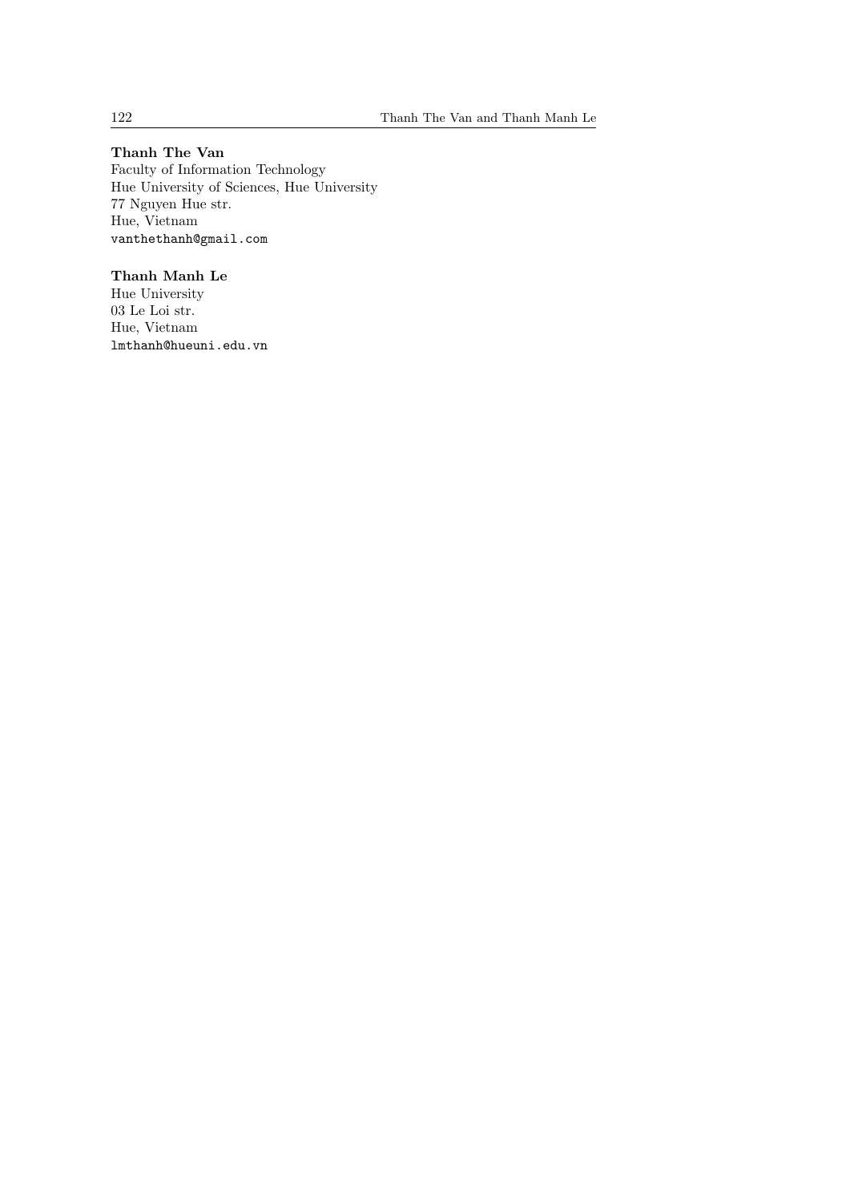**Thanh The Van**
Faculty of Information Technology
Hue University of Sciences, Hue University
77 Nguyen Hue str.
Hue, Vietnam
vanthethanh@gmail.com

**Thanh Manh Le**
Hue University
03 Le Loi str.
Hue, Vietnam
lmthanh@hueuni.edu.vn